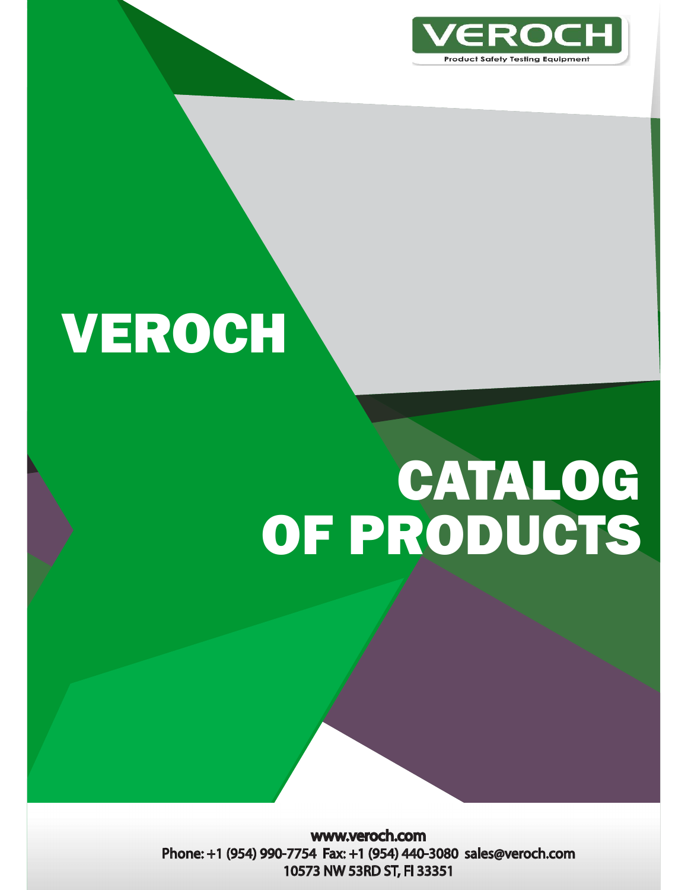VEROCH

Product Safety Testing Equipment

# VEROCH

# CATALOG OF PRODUCTS

www.veroch.com

Phone: +1 (954) 990-7754 Fax: +1 (954) 440-3080 sales@veroch.com

10573 NW 53RD ST, Fl 33351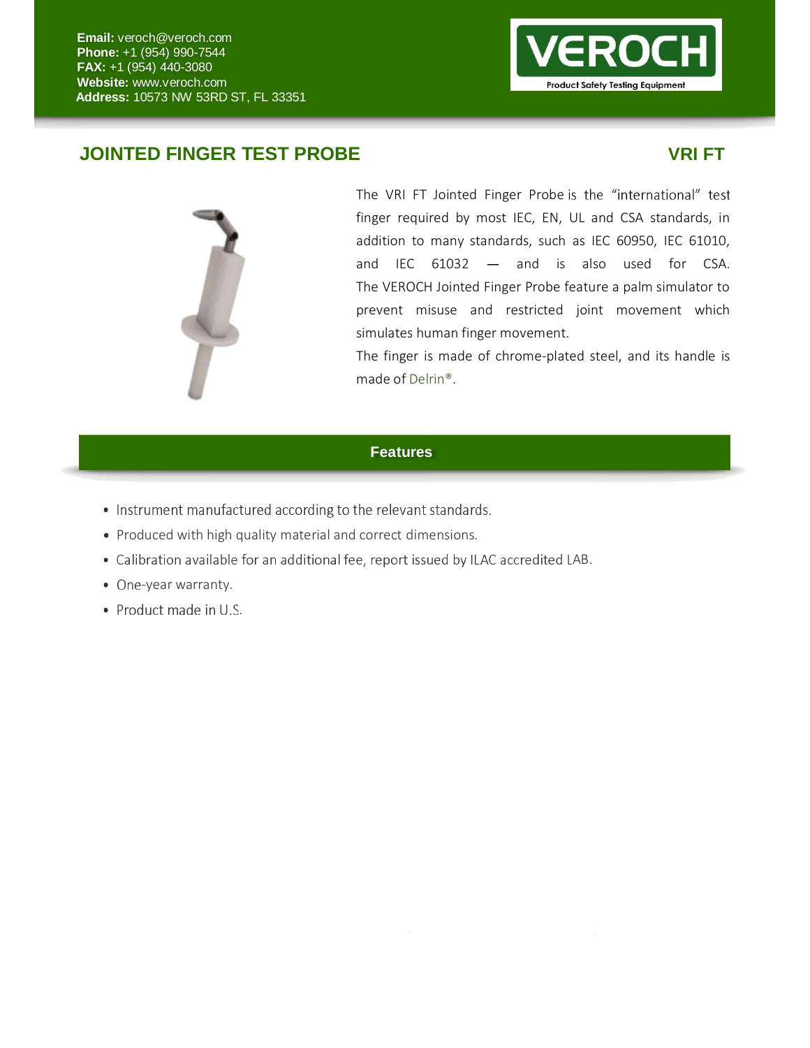**Email:** veroch@veroch.com
**Phone:** +1 (954) 990-7544
**FAX:** +1 (954) 440-3080
**Website:** www.veroch.com
**Address:** 10573 NW 53RD ST, FL 33351

VEROCH
Product Safety Testing Equipment

## JOINTED FINGER TEST PROBE

## VRI FT

The VRI FT Jointed Finger Probe is the "international" test finger required by most IEC, EN, UL and CSA standards, in addition to many standards, such as IEC 60950, IEC 61010, and IEC 61032 — and is also used for CSA. The VEROCH Jointed Finger Probe feature a palm simulator to prevent misuse and restricted joint movement which simulates human finger movement.

The finger is made of chrome-plated steel, and its handle is made of Delrin®.

## Features

- Instrument manufactured according to the relevant standards.
- Produced with high quality material and correct dimensions.
- Calibration available for an additional fee, report issued by ILAC accredited LAB.
- One-year warranty.
- Product made in U.S.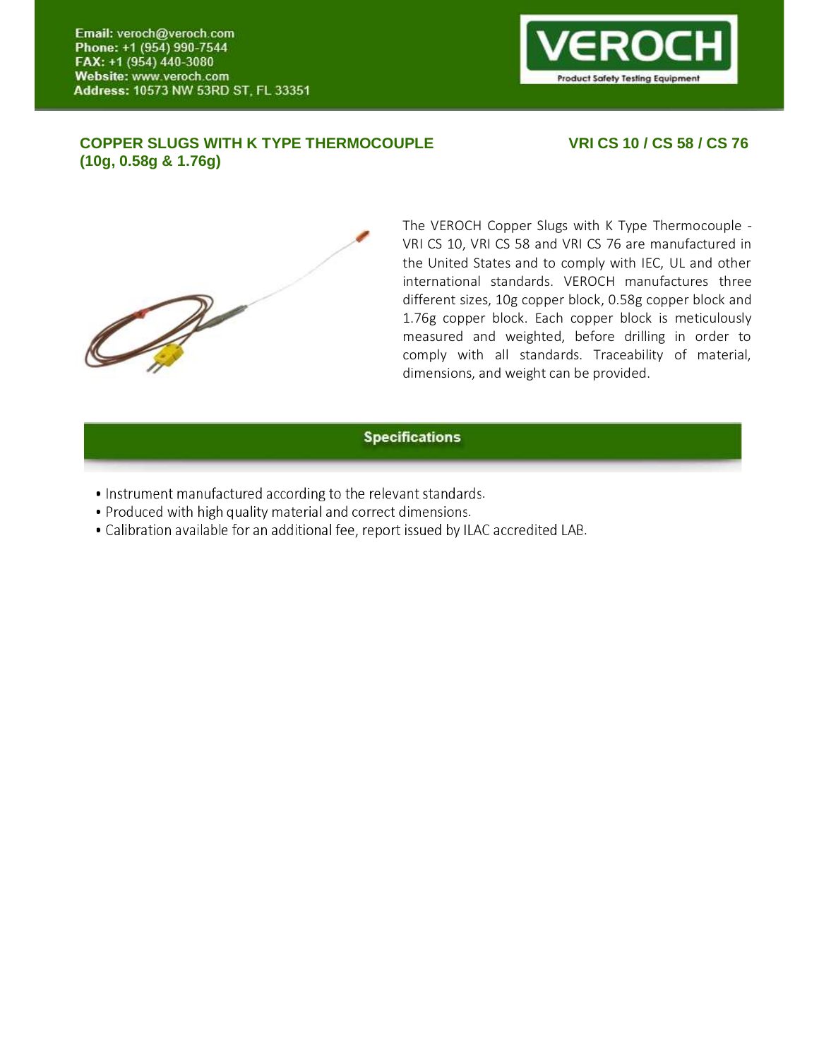Email: veroch@veroch.com
Phone: +1 (954) 990-7544
FAX: +1 (954) 440-3080
Website: www.veroch.com
Address: 10573 NW 53RD ST, FL 33351

## COPPER SLUGS WITH K TYPE THERMOCOUPLE (10g, 0.58g & 1.76g)

## VRI CS 10 / CS 58 / CS 76

The VEROCH Copper Slugs with K Type Thermocouple - VRI CS 10, VRI CS 58 and VRI CS 76 are manufactured in the United States and to comply with IEC, UL and other international standards. VEROCH manufactures three different sizes, 10g copper block, 0.58g copper block and 1.76g copper block. Each copper block is meticulously measured and weighted, before drilling in order to comply with all standards. Traceability of material, dimensions, and weight can be provided.

### Specifications

- Instrument manufactured according to the relevant standards.
- Produced with high quality material and correct dimensions.
- Calibration available for an additional fee, report issued by ILAC accredited LAB.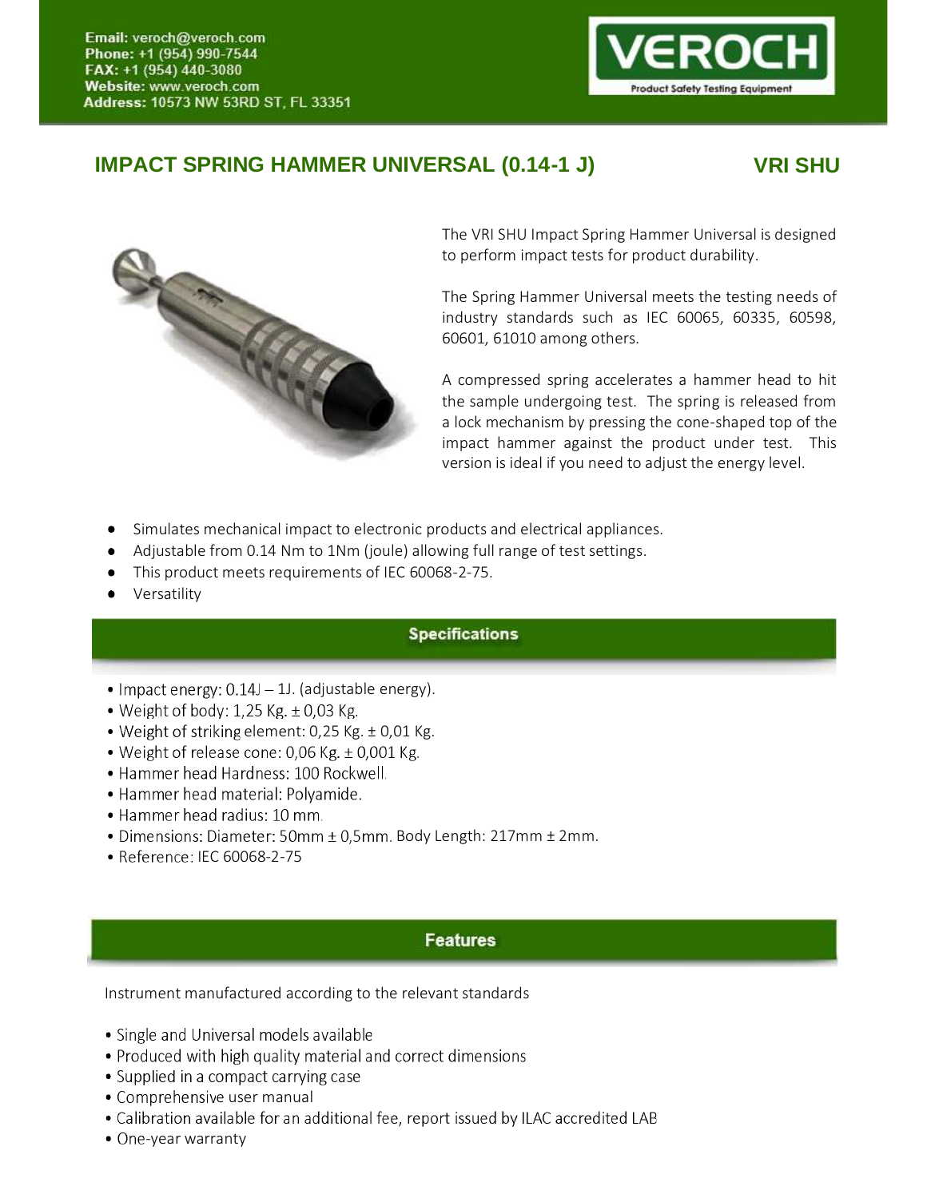Email: veroch@veroch.com
Phone: +1 (954) 990-7544
FAX: +1 (954) 440-3080
Website: www.veroch.com
Address: 10573 NW 53RD ST, FL 33351

VEROCH
Product Safety Testing Equipment

## IMPACT SPRING HAMMER UNIVERSAL (0.14-1 J) — VRI SHU

The VRI SHU Impact Spring Hammer Universal is designed to perform impact tests for product durability.

The Spring Hammer Universal meets the testing needs of industry standards such as IEC 60065, 60335, 60598, 60601, 61010 among others.

A compressed spring accelerates a hammer head to hit the sample undergoing test. The spring is released from a lock mechanism by pressing the cone-shaped top of the impact hammer against the product under test. This version is ideal if you need to adjust the energy level.

- Simulates mechanical impact to electronic products and electrical appliances.
- Adjustable from 0.14 Nm to 1Nm (joule) allowing full range of test settings.
- This product meets requirements of IEC 60068-2-75.
- Versatility

### Specifications

- Impact energy: 0.14J – 1J. (adjustable energy).
- Weight of body: 1,25 Kg. ± 0,03 Kg.
- Weight of striking element: 0,25 Kg. ± 0,01 Kg.
- Weight of release cone: 0,06 Kg. ± 0,001 Kg.
- Hammer head Hardness: 100 Rockwell.
- Hammer head material: Polyamide.
- Hammer head radius: 10 mm.
- Dimensions: Diameter: 50mm ± 0,5mm. Body Length: 217mm ± 2mm.
- Reference: IEC 60068-2-75

### Features

Instrument manufactured according to the relevant standards

- Single and Universal models available
- Produced with high quality material and correct dimensions
- Supplied in a compact carrying case
- Comprehensive user manual
- Calibration available for an additional fee, report issued by ILAC accredited LAB
- One-year warranty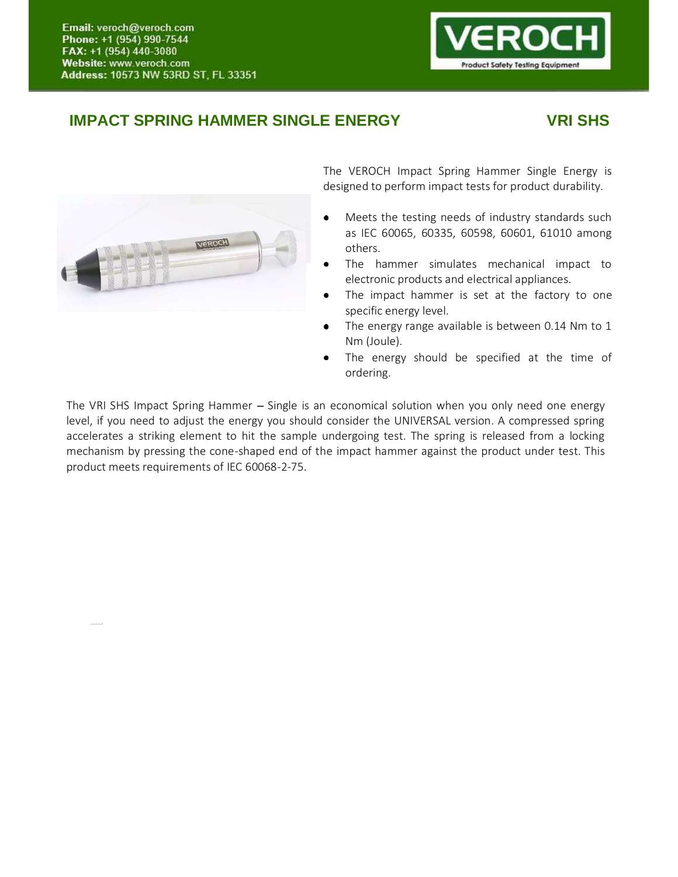Email: veroch@veroch.com
Phone: +1 (954) 990-7544
FAX: +1 (954) 440-3080
Website: www.veroch.com
Address: 10573 NW 53RD ST, FL 33351

## IMPACT SPRING HAMMER SINGLE ENERGY — VRI SHS

The VEROCH Impact Spring Hammer Single Energy is designed to perform impact tests for product durability.

- Meets the testing needs of industry standards such as IEC 60065, 60335, 60598, 60601, 61010 among others.
- The hammer simulates mechanical impact to electronic products and electrical appliances.
- The impact hammer is set at the factory to one specific energy level.
- The energy range available is between 0.14 Nm to 1 Nm (Joule).
- The energy should be specified at the time of ordering.

The VRI SHS Impact Spring Hammer – Single is an economical solution when you only need one energy level, if you need to adjust the energy you should consider the UNIVERSAL version. A compressed spring accelerates a striking element to hit the sample undergoing test. The spring is released from a locking mechanism by pressing the cone-shaped end of the impact hammer against the product under test. This product meets requirements of IEC 60068-2-75.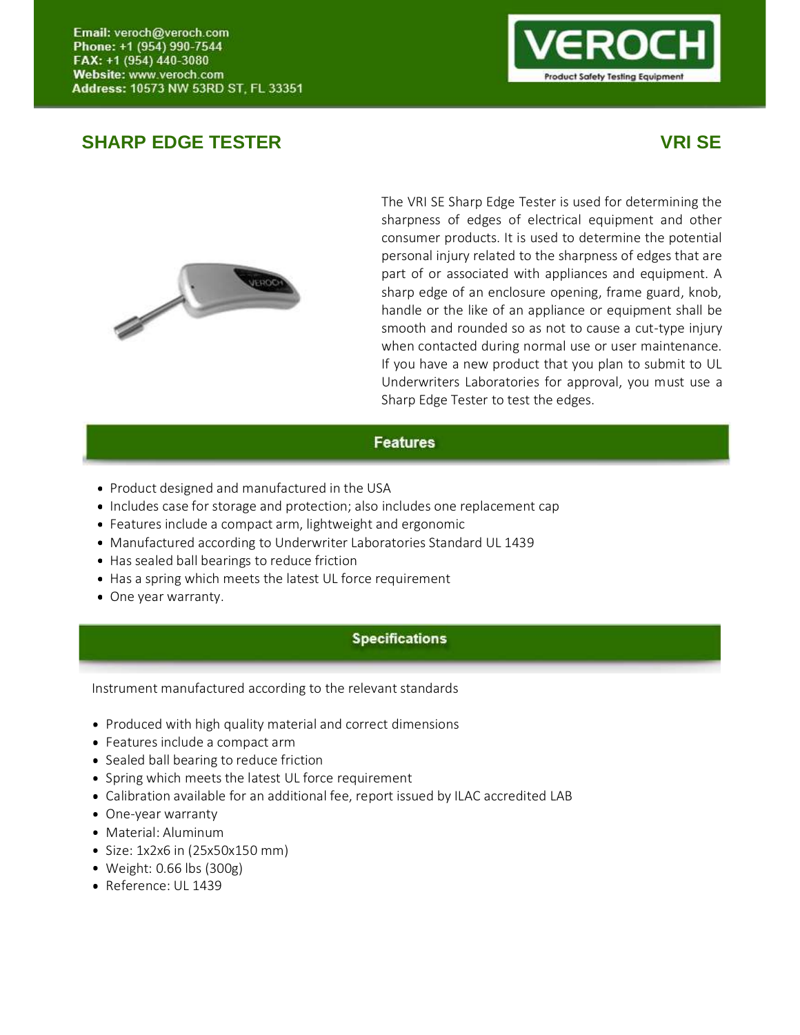Email: veroch@veroch.com
Phone: +1 (954) 990-7544
FAX: +1 (954) 440-3080
Website: www.veroch.com
Address: 10573 NW 53RD ST, FL 33351

VEROCH
Product Safety Testing Equipment

## SHARP EDGE TESTER

## VRI SE

The VRI SE Sharp Edge Tester is used for determining the sharpness of edges of electrical equipment and other consumer products. It is used to determine the potential personal injury related to the sharpness of edges that are part of or associated with appliances and equipment. A sharp edge of an enclosure opening, frame guard, knob, handle or the like of an appliance or equipment shall be smooth and rounded so as not to cause a cut-type injury when contacted during normal use or user maintenance. If you have a new product that you plan to submit to UL Underwriters Laboratories for approval, you must use a Sharp Edge Tester to test the edges.

### Features

- Product designed and manufactured in the USA
- Includes case for storage and protection; also includes one replacement cap
- Features include a compact arm, lightweight and ergonomic
- Manufactured according to Underwriter Laboratories Standard UL 1439
- Has sealed ball bearings to reduce friction
- Has a spring which meets the latest UL force requirement
- One year warranty.

### Specifications

Instrument manufactured according to the relevant standards

- Produced with high quality material and correct dimensions
- Features include a compact arm
- Sealed ball bearing to reduce friction
- Spring which meets the latest UL force requirement
- Calibration available for an additional fee, report issued by ILAC accredited LAB
- One-year warranty
- Material: Aluminum
- Size: 1x2x6 in (25x50x150 mm)
- Weight: 0.66 lbs (300g)
- Reference: UL 1439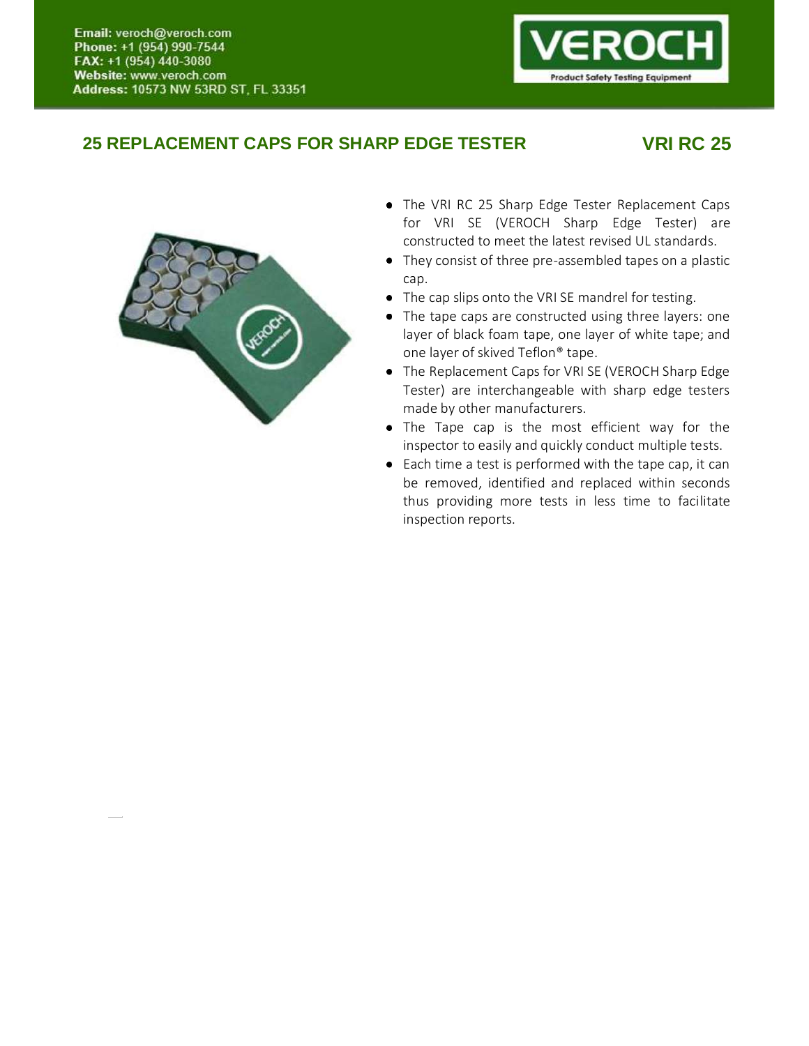Email: veroch@veroch.com
Phone: +1 (954) 990-7544
FAX: +1 (954) 440-3080
Website: www.veroch.com
Address: 10573 NW 53RD ST, FL 33351

VEROCH
Product Safety Testing Equipment

## 25 REPLACEMENT CAPS FOR SHARP EDGE TESTER — VRI RC 25

- The VRI RC 25 Sharp Edge Tester Replacement Caps for VRI SE (VEROCH Sharp Edge Tester) are constructed to meet the latest revised UL standards.
- They consist of three pre-assembled tapes on a plastic cap.
- The cap slips onto the VRI SE mandrel for testing.
- The tape caps are constructed using three layers: one layer of black foam tape, one layer of white tape; and one layer of skived Teflon® tape.
- The Replacement Caps for VRI SE (VEROCH Sharp Edge Tester) are interchangeable with sharp edge testers made by other manufacturers.
- The Tape cap is the most efficient way for the inspector to easily and quickly conduct multiple tests.
- Each time a test is performed with the tape cap, it can be removed, identified and replaced within seconds thus providing more tests in less time to facilitate inspection reports.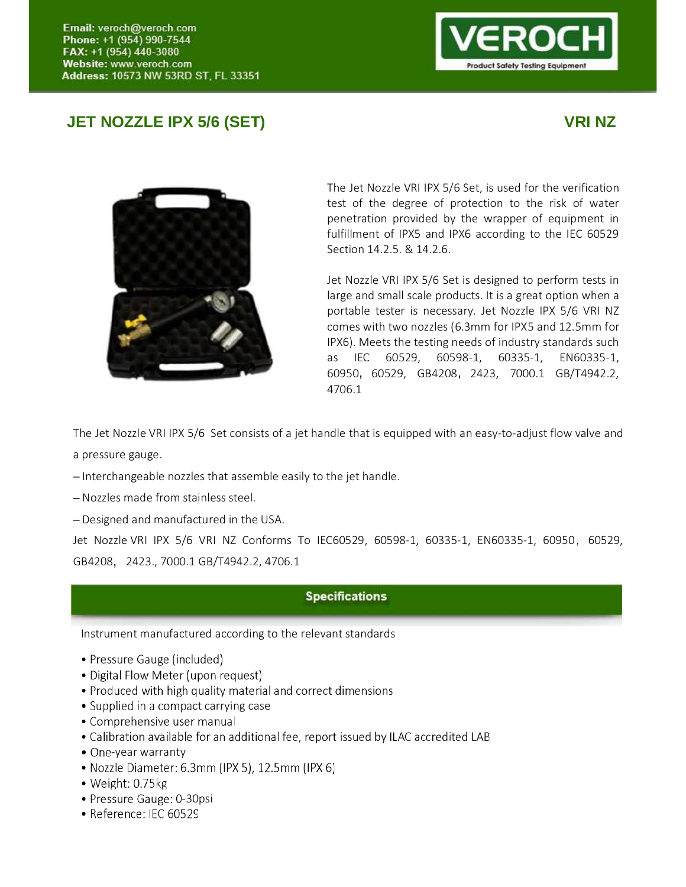Email: veroch@veroch.com
Phone: +1 (954) 990-7544
FAX: +1 (954) 440-3080
Website: www.veroch.com
Address: 10573 NW 53RD ST, FL 33351

VEROCH
Product Safety Testing Equipment

## JET NOZZLE IPX 5/6 (SET) VRI NZ

The Jet Nozzle VRI IPX 5/6 Set, is used for the verification test of the degree of protection to the risk of water penetration provided by the wrapper of equipment in fulfillment of IPX5 and IPX6 according to the IEC 60529 Section 14.2.5. & 14.2.6.

Jet Nozzle VRI IPX 5/6 Set is designed to perform tests in large and small scale products. It is a great option when a portable tester is necessary. Jet Nozzle IPX 5/6 VRI NZ comes with two nozzles (6.3mm for IPX5 and 12.5mm for IPX6). Meets the testing needs of industry standards such as IEC 60529, 60598-1, 60335-1, EN60335-1, 60950, 60529, GB4208, 2423, 7000.1 GB/T4942.2, 4706.1

The Jet Nozzle VRI IPX 5/6 Set consists of a jet handle that is equipped with an easy-to-adjust flow valve and a pressure gauge.

– Interchangeable nozzles that assemble easily to the jet handle.

– Nozzles made from stainless steel.

– Designed and manufactured in the USA.

Jet Nozzle VRI IPX 5/6 VRI NZ Conforms To IEC60529, 60598-1, 60335-1, EN60335-1, 60950, 60529, GB4208, 2423., 7000.1 GB/T4942.2, 4706.1

### Specifications

Instrument manufactured according to the relevant standards

- Pressure Gauge (included)
- Digital Flow Meter (upon request)
- Produced with high quality material and correct dimensions
- Supplied in a compact carrying case
- Comprehensive user manual
- Calibration available for an additional fee, report issued by ILAC accredited LAB
- One-year warranty
- Nozzle Diameter: 6.3mm (IPX 5), 12.5mm (IPX 6)
- Weight: 0.75kg
- Pressure Gauge: 0-30psi
- Reference: IEC 60529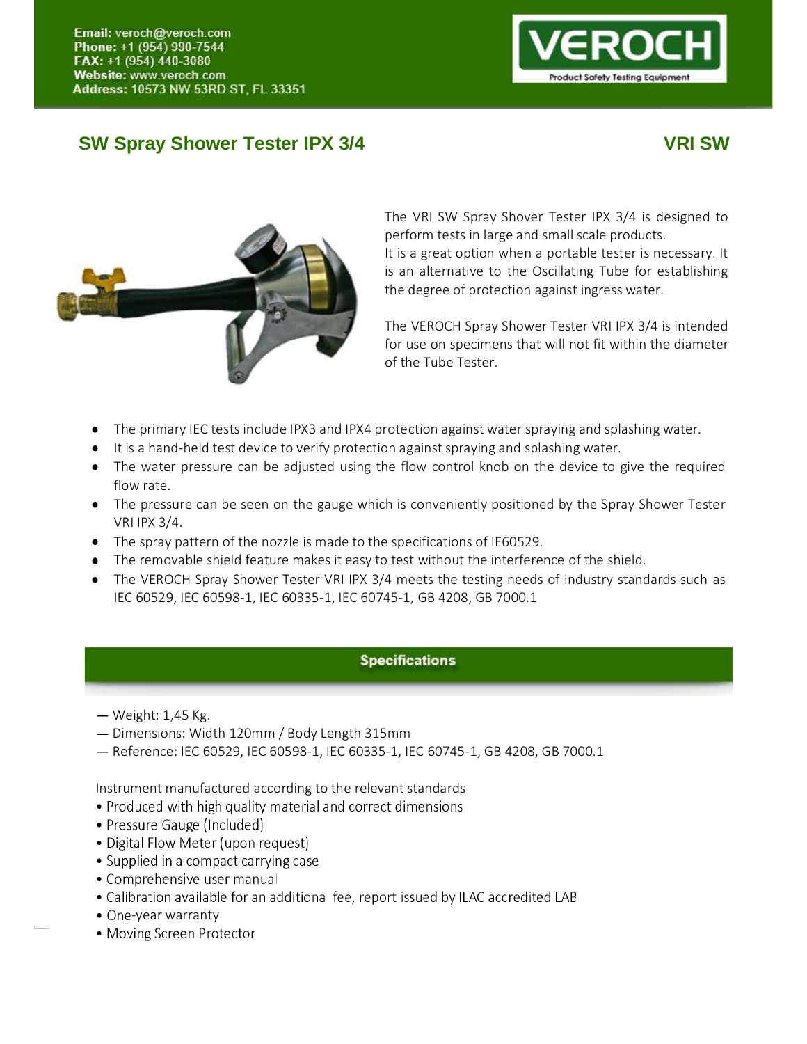Email: veroch@veroch.com
Phone: +1 (954) 990-7544
FAX: +1 (954) 440-3080
Website: www.veroch.com
Address: 10573 NW 53RD ST, FL 33351

VEROCH
Product Safety Testing Equipment

## SW Spray Shower Tester IPX 3/4 — VRI SW

The VRI SW Spray Shover Tester IPX 3/4 is designed to perform tests in large and small scale products.
It is a great option when a portable tester is necessary. It is an alternative to the Oscillating Tube for establishing the degree of protection against ingress water.

The VEROCH Spray Shower Tester VRI IPX 3/4 is intended for use on specimens that will not fit within the diameter of the Tube Tester.

- The primary IEC tests include IPX3 and IPX4 protection against water spraying and splashing water.
- It is a hand-held test device to verify protection against spraying and splashing water.
- The water pressure can be adjusted using the flow control knob on the device to give the required flow rate.
- The pressure can be seen on the gauge which is conveniently positioned by the Spray Shower Tester VRI IPX 3/4.
- The spray pattern of the nozzle is made to the specifications of IE60529.
- The removable shield feature makes it easy to test without the interference of the shield.
- The VEROCH Spray Shower Tester VRI IPX 3/4 meets the testing needs of industry standards such as IEC 60529, IEC 60598-1, IEC 60335-1, IEC 60745-1, GB 4208, GB 7000.1

## Specifications

— Weight: 1,45 Kg.
— Dimensions: Width 120mm / Body Length 315mm
— Reference: IEC 60529, IEC 60598-1, IEC 60335-1, IEC 60745-1, GB 4208, GB 7000.1

Instrument manufactured according to the relevant standards

- Produced with high quality material and correct dimensions
- Pressure Gauge (Included)
- Digital Flow Meter (upon request)
- Supplied in a compact carrying case
- Comprehensive user manual
- Calibration available for an additional fee, report issued by ILAC accredited LAB
- One-year warranty
- Moving Screen Protector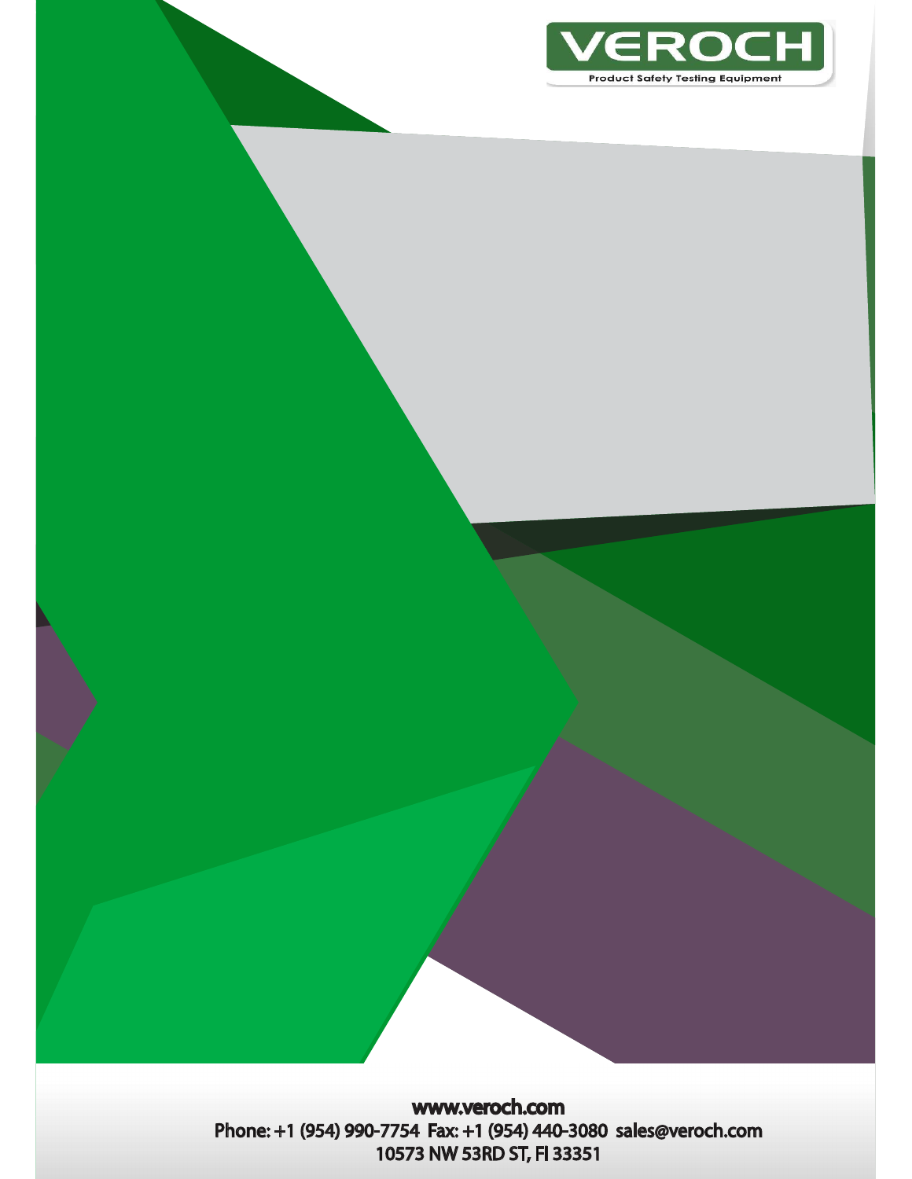VEROCH

Product Safety Testing Equipment

www.veroch.com

Phone: +1 (954) 990-7754 Fax: +1 (954) 440-3080 sales@veroch.com

10573 NW 53RD ST, Fl 33351